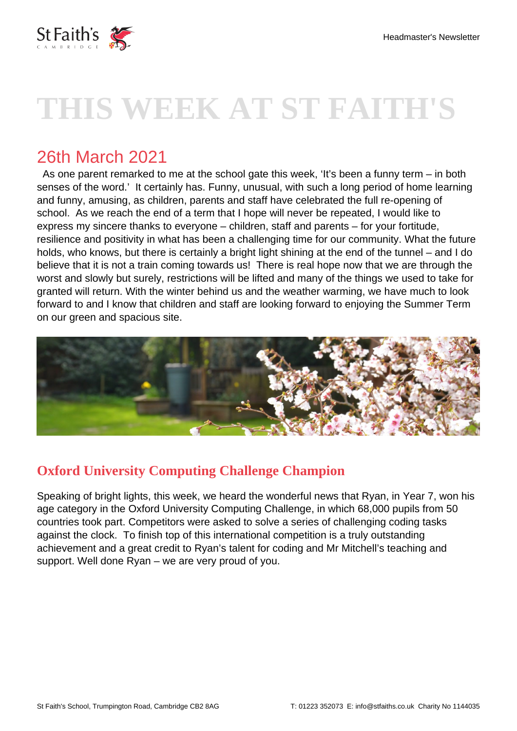# THIS WEEK AT ST FAITH'S

## 26th March 2021

As one parent remarked to me at the school gate this week, 'It's been a funny term – in both senses of the word.' It certainly has. Funny, unusual, with such a long period of home learning and funny, amusing, as children, parents and staff have celebrated the full re-opening of school. As we reach the end of a term that I hope will never be repeated, I would like to express my sincere thanks to everyone – children, staff and parents – for your fortitude, resilience and positivity in what has been a challenging time for our community. What the future holds, who knows, but there is certainly a bright light shining at the end of the tunnel – and I do believe that it is not a train coming towards us! There is real hope now that we are through the worst and slowly but surely, restrictions will be lifted and many of the things we used to take for granted will return. With the winter behind us and the weather warming, we have much to look forward to and I know that children and staff are looking forward to enjoying the Summer Term on our green and spacious site.

### Oxford University Computing Challenge Champion

Speaking of bright lights, this week, we heard the wonderful news that Ryan, in Year 7, won his age category in the Oxford University Computing Challenge, in which 68,000 pupils from 50 countries took part. Competitors were asked to solve a series of challenging coding tasks against the clock. To finish top of this international competition is a truly outstanding achievement and a great credit to Ryan's talent for coding and Mr Mitchell's teaching and support. Well done Ryan – we are very proud of you.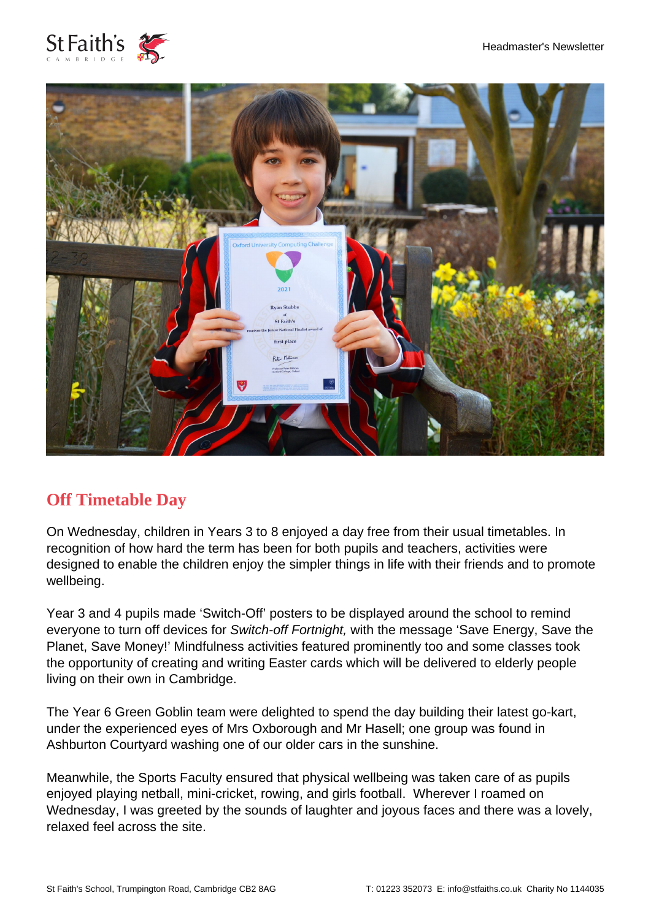## Off Timetable Day

On Wednesday, children in Years 3 to 8 enjoyed a day free from their usual timetables. In recognition of how hard the term has been for both pupils and teachers, activities were designed to enable the children enjoy the simpler things in life with their friends and to promote wellbeing.

Year 3 and 4 pupils made 'Switch-Off' posters to be displayed around the school to remind everyone to turn off devices for *Switch-off Fortnight,* with the message 'Save Energy, Save the Planet, Save Money!' Mindfulness activities featured prominently too and some classes took the opportunity of creating and writing Easter cards which will be delivered to elderly people living on their own in Cambridge.

The Year 6 Green Goblin team were delighted to spend the day building their latest go-kart, under the experienced eyes of Mrs Oxborough and Mr Hasell; one group was found in Ashburton Courtyard washing one of our older cars in the sunshine.

Meanwhile, the Sports Faculty ensured that physical wellbeing was taken care of as pupils enjoyed playing netball, mini-cricket, rowing, and girls football. Wherever I roamed on Wednesday, I was greeted by the sounds of laughter and joyous faces and there was a lovely, relaxed feel across the site.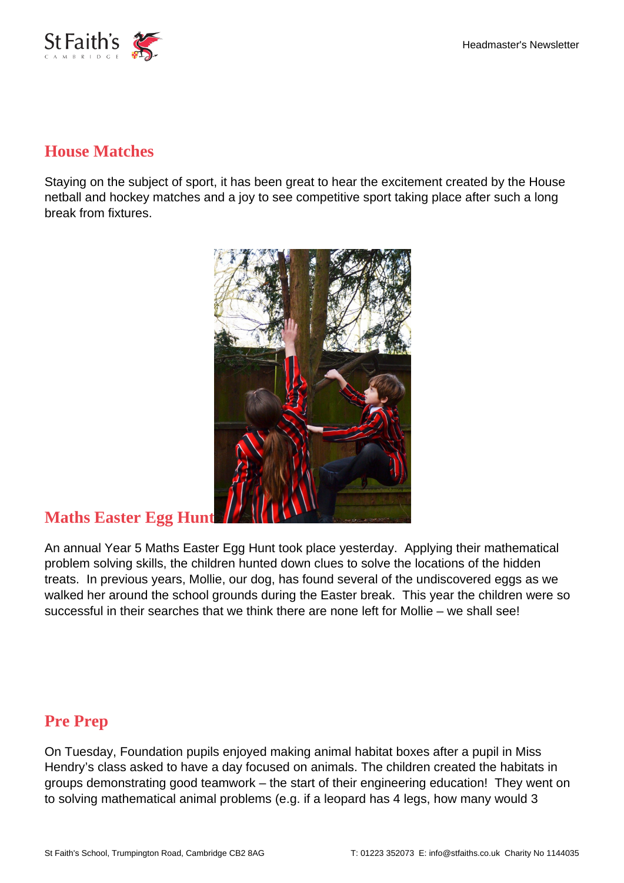## House Matches

Staying on the subject of sport, it has been great to hear the excitement created by the House netball and hockey matches and a joy to see competitive sport taking place after such a long break from fixtures.

## Maths Easter Egg Hunt

An annual Year 5 Maths Easter Egg Hunt took place yesterday. Applying their mathematical problem solving skills, the children hunted down clues to solve the locations of the hidden treats. In previous years, Mollie, our dog, has found several of the undiscovered eggs as we walked her around the school grounds during the Easter break. This year the children were so successful in their searches that we think there are none left for Mollie – we shall see!

## Pre Prep

On Tuesday, Foundation pupils enjoyed making animal habitat boxes after a pupil in Miss Hendry's class asked to have a day focused on animals. The children created the habitats in groups demonstrating good teamwork – the start of their engineering education! They went on to solving mathematical animal problems (e.g. if a leopard has 4 legs, how many would 3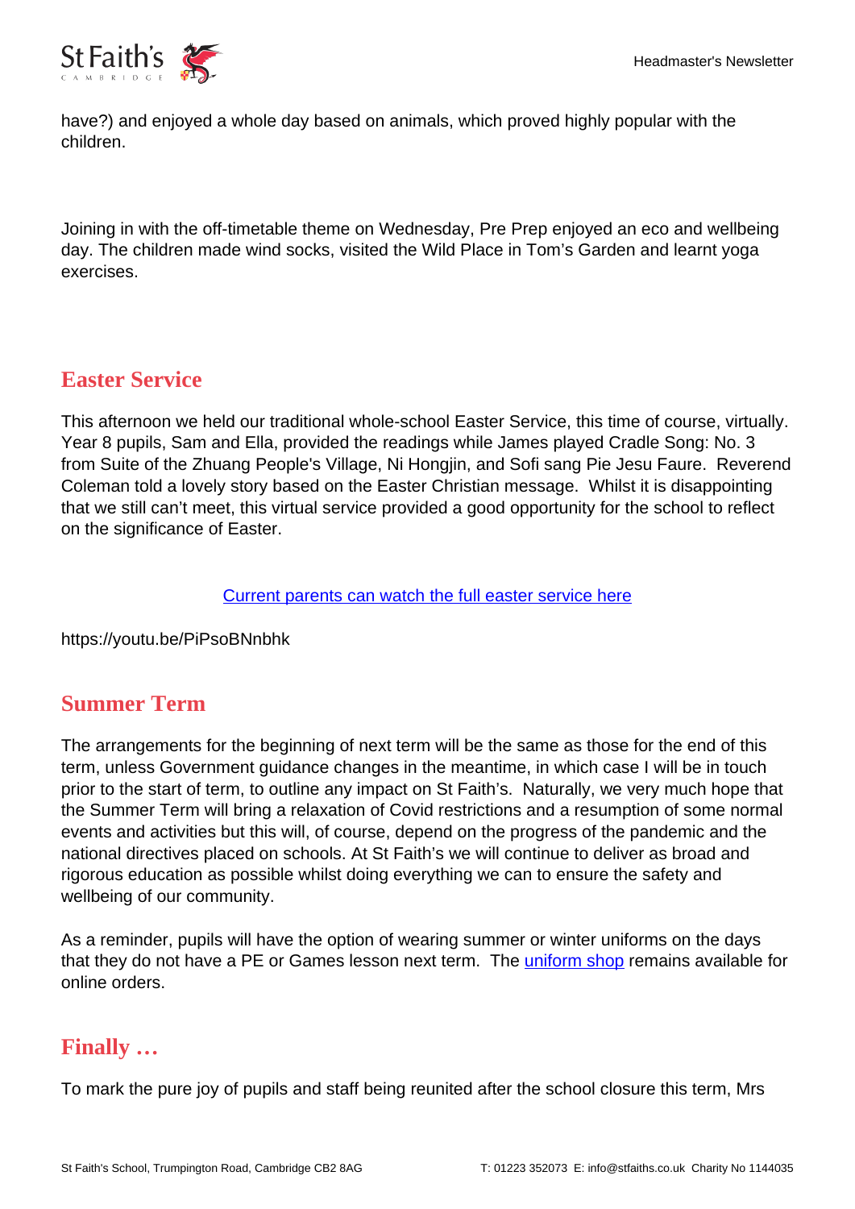have?) and enjoyed a whole day based on animals, which proved highly popular with the children.

Joining in with the off-timetable theme on Wednesday, Pre Prep enjoyed an eco and wellbeing day. The children made wind socks, visited the Wild Place in Tom's Garden and learnt yoga exercises.

## Easter Service

This afternoon we held our traditional whole-school Easter Service, this time of course, virtually. Year 8 pupils, Sam and Ella, provided the readings while James played Cradle Song: No. 3 from Suite of the Zhuang People's Village, Ni Hongjin, and Sofi sang Pie Jesu Faure. Reverend Coleman told a lovely story based on the Easter Christian message. Whilst it is disappointing that we still can't meet, this virtual service provided a good opportunity for the school to reflect on the significance of Easter.

[Current parents can watch the full easter service here](https://youtu.be/PiPsoBNnbhk)

https://youtu.be/PiPsoBNnbhk

## Summer Term

The arrangements for the beginning of next term will be the same as those for the end of this term, unless Government guidance changes in the meantime, in which case I will be in touch prior to the start of term, to outline any impact on St Faith's. Naturally, we very much hope that the Summer Term will bring a relaxation of Covid restrictions and a resumption of some normal events and activities but this will, of course, depend on the progress of the pandemic and the national directives placed on schools. At St Faith's we will continue to deliver as broad and rigorous education as possible whilst doing everything we can to ensure the safety and wellbeing of our community.

As a reminder, pupils will have the option of wearing summer or winter uniforms on the days that they do not have a PE or Games lesson next term. The uniform shop remains available for online orders.

## Finally …

To mark the pure joy of pupils and staff being reunited after the school closure this term, Mrs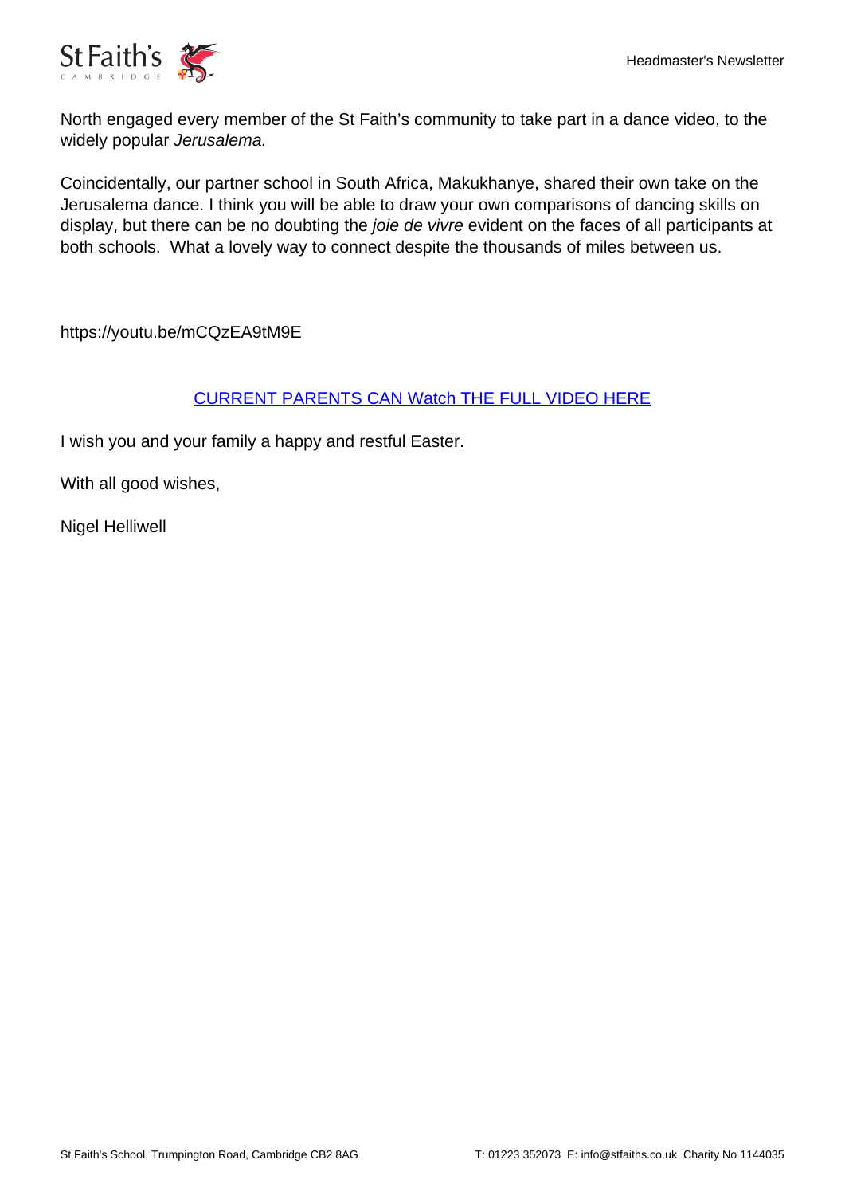North engaged every member of the St Faith's community to take part in a dance video, to the widely popular *Jerusalema.*

Coincidentally, our partner school in South Africa, Makukhanye, shared their own take on the Jerusalema dance. I think you will be able to draw your own comparisons of dancing skills on display, but there can be no doubting the *joie de vivre* evident on the faces of all participants at both schools.  What a lovely way to connect despite the thousands of miles between us.

https://youtu.be/mCQzEA9tM9E

CURRENT PARENTS CAN Watch THE FULL VIDEO HERE

I wish you and your family a happy and restful Easter.

With all good wishes,

Nigel Helliwell